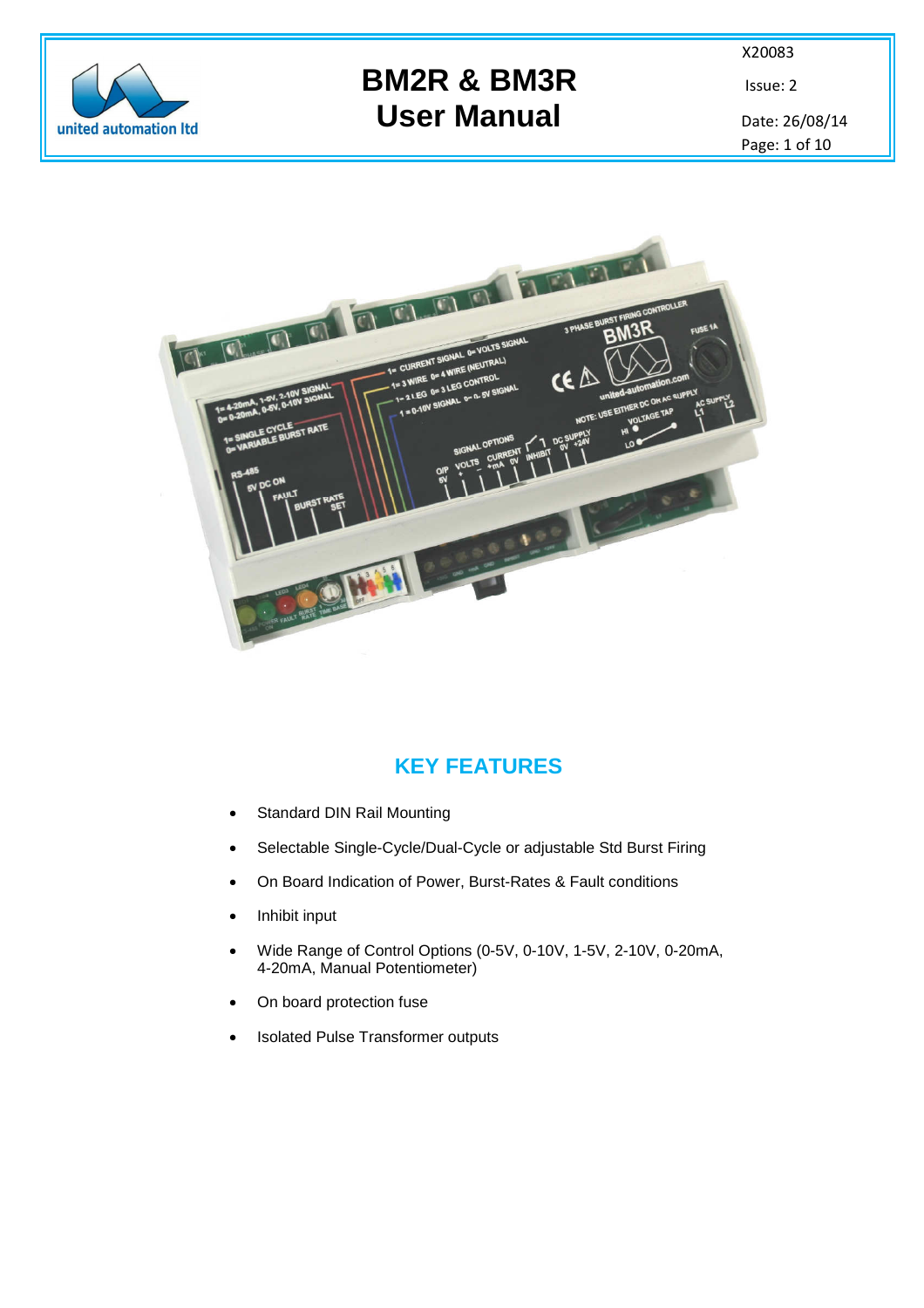# BM2R & BM3R User Manual

X20083

Issue: 2

Date: 26/08/14

## KEY FEATURES

- Standard DIN Rail Mounting
- Selectable Single-Cycle/Dual-Cycle or adjustable Std Burst Firing
- On Board Indication of Power, Burst-Rates & Fault conditions
- Inhibit input
- Wide Range of Control Options (0-5V, 0-10V, 1-5V, 2-10V, 0-20mA, 4-20mA, Manual Potentiometer)
- On board protection fuse
- Isolated Pulse Transformer outputs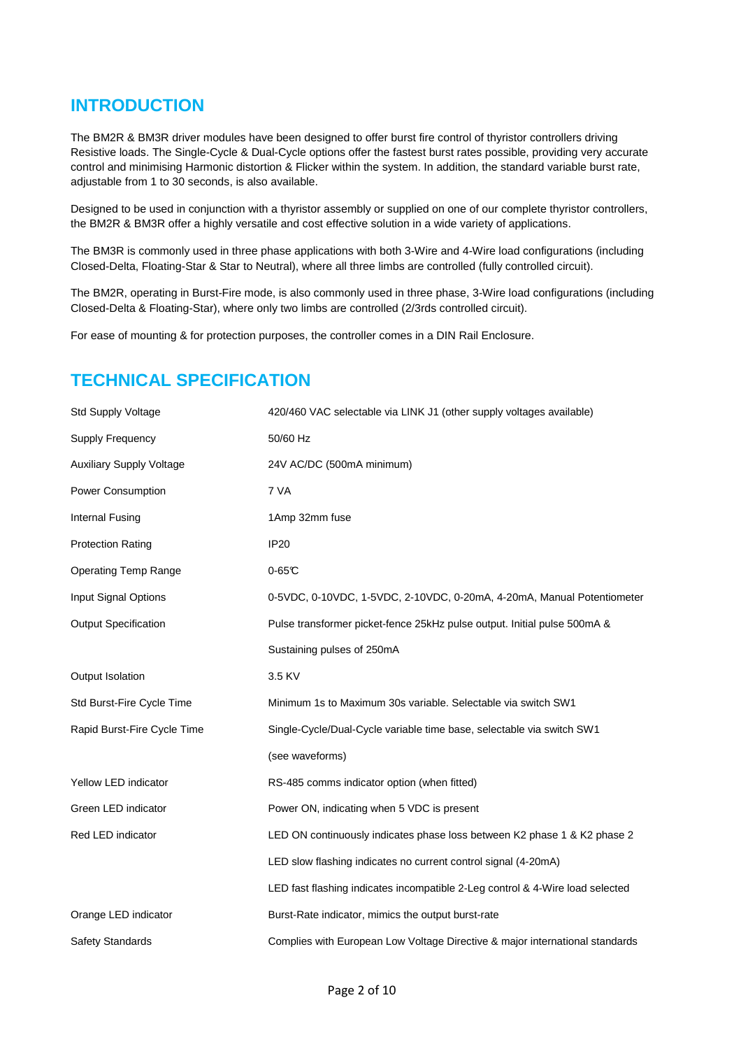## INTRODUCTION

The BM2R & BM3R driver modules have been designed to offer burst fire control of thyristor controllers driving Resistive loads. The Single-Cycle & Dual-Cycle options offer the fastest burst rates possible, providing very accurate control and minimising Harmonic distortion & Flicker within the system. In addition, the standard variable burst rate, adjustable from 1 to 30 seconds, is also available.

Designed to be used in conjunction with a thyristor assembly or supplied on one of our complete thyristor controllers, the BM2R & BM3R offer a highly versatile and cost effective solution in a wide variety of applications.

The BM3R is commonly used in three phase applications with both 3-Wire and 4-Wire load configurations (including Closed-Delta, Floating-Star & Star to Neutral), where all three limbs are controlled (fully controlled circuit).

The BM2R, operating in Burst-Fire mode, is also commonly used in three phase, 3-Wire load configurations (including Closed-Delta & Floating-Star), where only two limbs are controlled (2/3rds controlled circuit).

For ease of mounting & for protection purposes, the controller comes in a DIN Rail Enclosure.

## TECHNICAL SPECIFICATION

| | |
|---|---|
| Std Supply Voltage | 420/460 VAC selectable via LINK J1 (other supply voltages available) |
| Supply Frequency | 50/60 Hz |
| Auxiliary Supply Voltage | 24V AC/DC (500mA minimum) |
| Power Consumption | 7 VA |
| Internal Fusing | 1Amp 32mm fuse |
| Protection Rating | IP20 |
| Operating Temp Range | 0-65℃ |
| Input Signal Options | 0-5VDC, 0-10VDC, 1-5VDC, 2-10VDC, 0-20mA, 4-20mA, Manual Potentiometer |
| Output Specification | Pulse transformer picket-fence 25kHz pulse output. Initial pulse 500mA & Sustaining pulses of 250mA |
| Output Isolation | 3.5 KV |
| Std Burst-Fire Cycle Time | Minimum 1s to Maximum 30s variable. Selectable via switch SW1 |
| Rapid Burst-Fire Cycle Time | Single-Cycle/Dual-Cycle variable time base, selectable via switch SW1 (see waveforms) |
| Yellow LED indicator | RS-485 comms indicator option (when fitted) |
| Green LED indicator | Power ON, indicating when 5 VDC is present |
| Red LED indicator | LED ON continuously indicates phase loss between K2 phase 1 & K2 phase 2 |
| | LED slow flashing indicates no current control signal (4-20mA) |
| | LED fast flashing indicates incompatible 2-Leg control & 4-Wire load selected |
| Orange LED indicator | Burst-Rate indicator, mimics the output burst-rate |
| Safety Standards | Complies with European Low Voltage Directive & major international standards |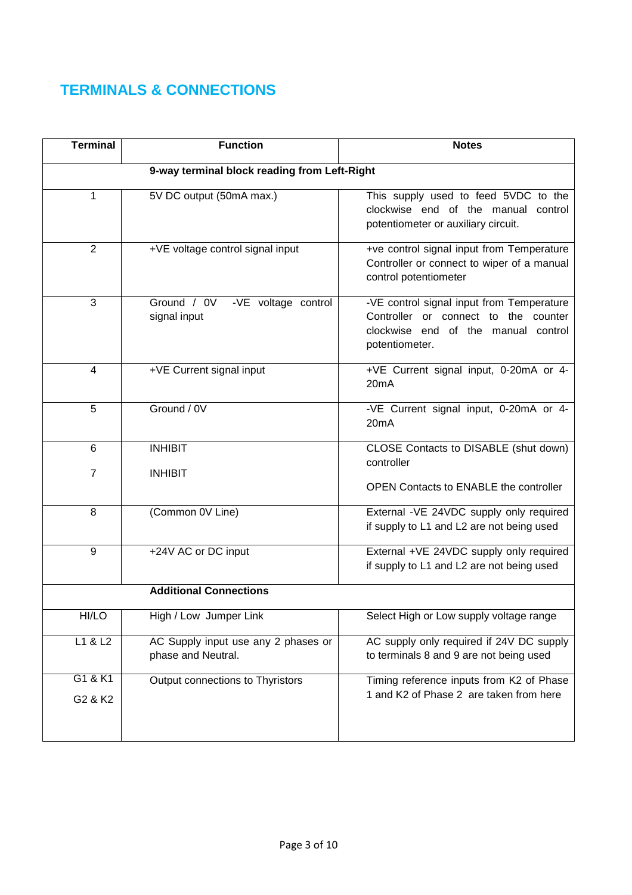## TERMINALS & CONNECTIONS

| Terminal | Function | Notes |
|---|---|---|
| **9-way terminal block reading from Left-Right** | | |
| 1 | 5V DC output (50mA max.) | This supply used to feed 5VDC to the clockwise end of the manual control potentiometer or auxiliary circuit. |
| 2 | +VE voltage control signal input | +ve control signal input from Temperature Controller or connect to wiper of a manual control potentiometer |
| 3 | Ground / 0V -VE voltage control signal input | -VE control signal input from Temperature Controller or connect to the counter clockwise end of the manual control potentiometer. |
| 4 | +VE Current signal input | +VE Current signal input, 0-20mA or 4-20mA |
| 5 | Ground / 0V | -VE Current signal input, 0-20mA or 4-20mA |
| 6<br>7 | INHIBIT<br>INHIBIT | CLOSE Contacts to DISABLE (shut down) controller<br>OPEN Contacts to ENABLE the controller |
| 8 | (Common 0V Line) | External -VE 24VDC supply only required if supply to L1 and L2 are not being used |
| 9 | +24V AC or DC input | External +VE 24VDC supply only required if supply to L1 and L2 are not being used |
| **Additional Connections** | | |
| HI/LO | High / Low Jumper Link | Select High or Low supply voltage range |
| L1 & L2 | AC Supply input use any 2 phases or phase and Neutral. | AC supply only required if 24V DC supply to terminals 8 and 9 are not being used |
| G1 & K1<br>G2 & K2 | Output connections to Thyristors | Timing reference inputs from K2 of Phase 1 and K2 of Phase 2 are taken from here |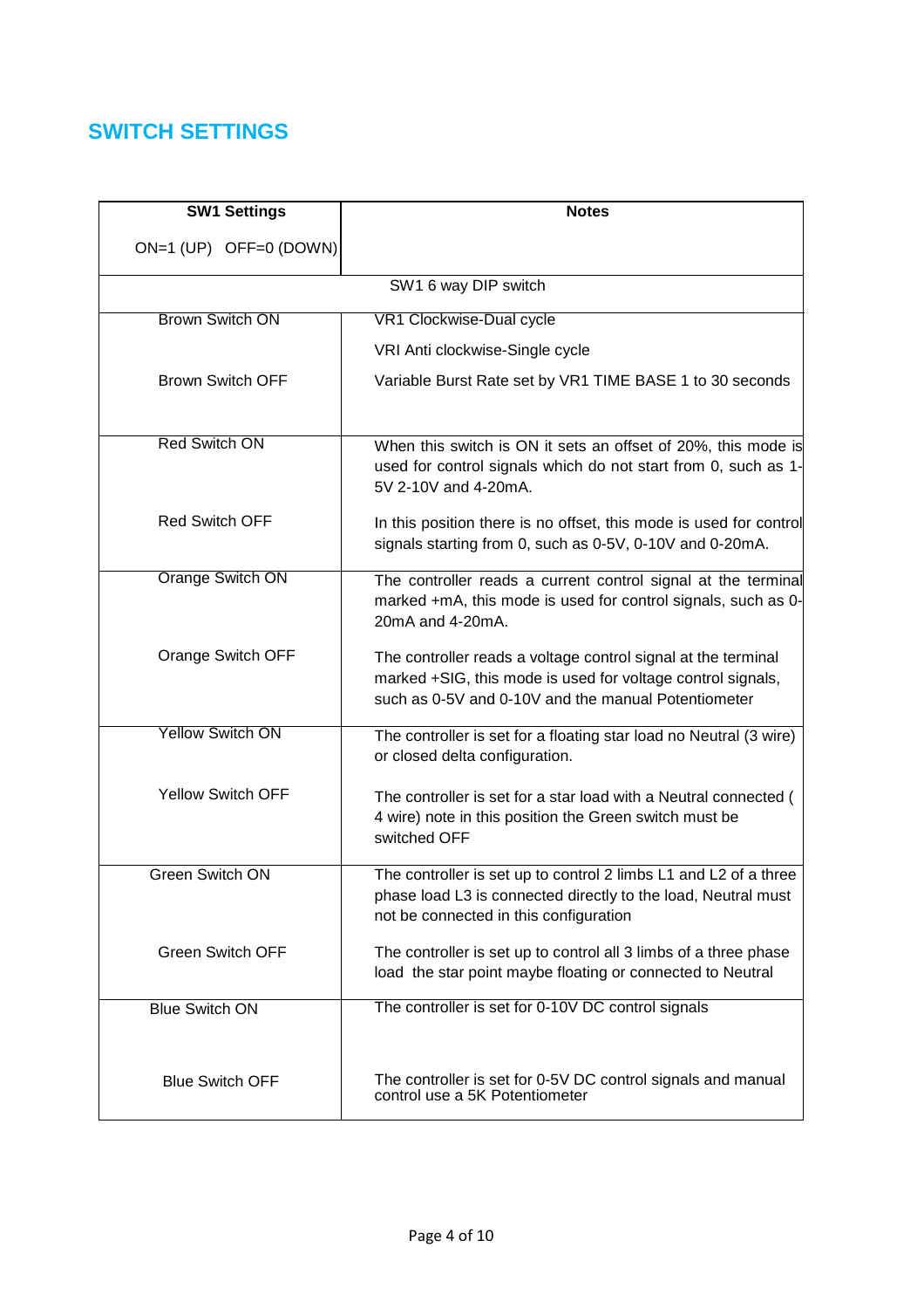## SWITCH SETTINGS

| **SW1 Settings**<br><br>ON=1 (UP) OFF=0 (DOWN) | **Notes** |
|---|---|
| SW1 6 way DIP switch | |
| Brown Switch ON | VR1 Clockwise-Dual cycle<br><br>VRI Anti clockwise-Single cycle |
| Brown Switch OFF | Variable Burst Rate set by VR1 TIME BASE 1 to 30 seconds |
| Red Switch ON | When this switch is ON it sets an offset of 20%, this mode is used for control signals which do not start from 0, such as 1-5V 2-10V and 4-20mA. |
| Red Switch OFF | In this position there is no offset, this mode is used for control signals starting from 0, such as 0-5V, 0-10V and 0-20mA. |
| Orange Switch ON | The controller reads a current control signal at the terminal marked +mA, this mode is used for control signals, such as 0-20mA and 4-20mA. |
| Orange Switch OFF | The controller reads a voltage control signal at the terminal marked +SIG, this mode is used for voltage control signals, such as 0-5V and 0-10V and the manual Potentiometer |
| Yellow Switch ON | The controller is set for a floating star load no Neutral (3 wire) or closed delta configuration. |
| Yellow Switch OFF | The controller is set for a star load with a Neutral connected ( 4 wire) note in this position the Green switch must be switched OFF |
| Green Switch ON | The controller is set up to control 2 limbs L1 and L2 of a three phase load L3 is connected directly to the load, Neutral must not be connected in this configuration |
| Green Switch OFF | The controller is set up to control all 3 limbs of a three phase load the star point maybe floating or connected to Neutral |
| Blue Switch ON | The controller is set for 0-10V DC control signals |
| Blue Switch OFF | The controller is set for 0-5V DC control signals and manual control use a 5K Potentiometer |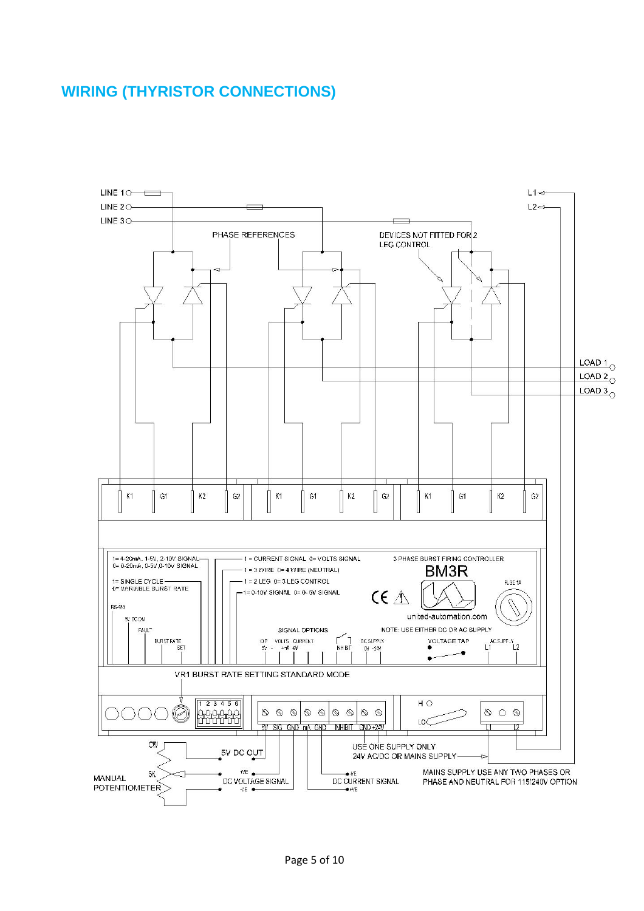## WIRING (THYRISTOR CONNECTIONS)

LINE 1
LINE 2
LINE 3

L1
L2

PHASE REFERENCES

DEVICES NOT FITTED FOR 2 LEG CONTROL

LOAD 1
LOAD 2
LOAD 3

K1 G1 K2 G2 K1 G1 K2 G2 K1 G1 K2 G2

1= 4-20mA, 1-5V, 2-10V SIGNAL
0= 0-20mA, 0-5V,0-10V SIGNAL

1= SINGLE CYCLE
0= VARIABLE BURST RATE

1 = CURRENT SIGNAL 0= VOLTS SIGNAL
1 = 3 WIRE 0= 4 WIRE (NEUTRAL)
1 = 2 LEG 0= 3 LEG CONTROL
1= 0-10V SIGNAL 0= 0-5V SIGNAL

3 PHASE BURST FIRING CONTROLLER

**BM3R**

FUSE 1A

united-automation.com

RS-483

5V DC ON

FAULT

BURST RATE SET

SIGNAL OPTIONS

O/P 5V – VOLTS +mA +IN CURRENT -IN

INHIBIT

DC SUPPLY 0V +24V

NOTE: USE EITHER DC OR AC SUPPLY

VOLTAGE TAP

AC SUPPLY L1 L2

VR1 BURST RATE SETTING STANDARD MODE

1 2 3 4 5 6

5V SIG GND mA GND INHIBIT GND +24V

HI

LO

L1 L2

CW

5K

MANUAL POTENTIOMETER

5V DC OUT

-VE
+VE
DC VOLTAGE SIGNAL

-VE
+VE
DC CURRENT SIGNAL

USE ONE SUPPLY ONLY
24V AC/DC OR MAINS SUPPLY

MAINS SUPPLY USE ANY TWO PHASES OR PHASE AND NEUTRAL FOR 115/240V OPTION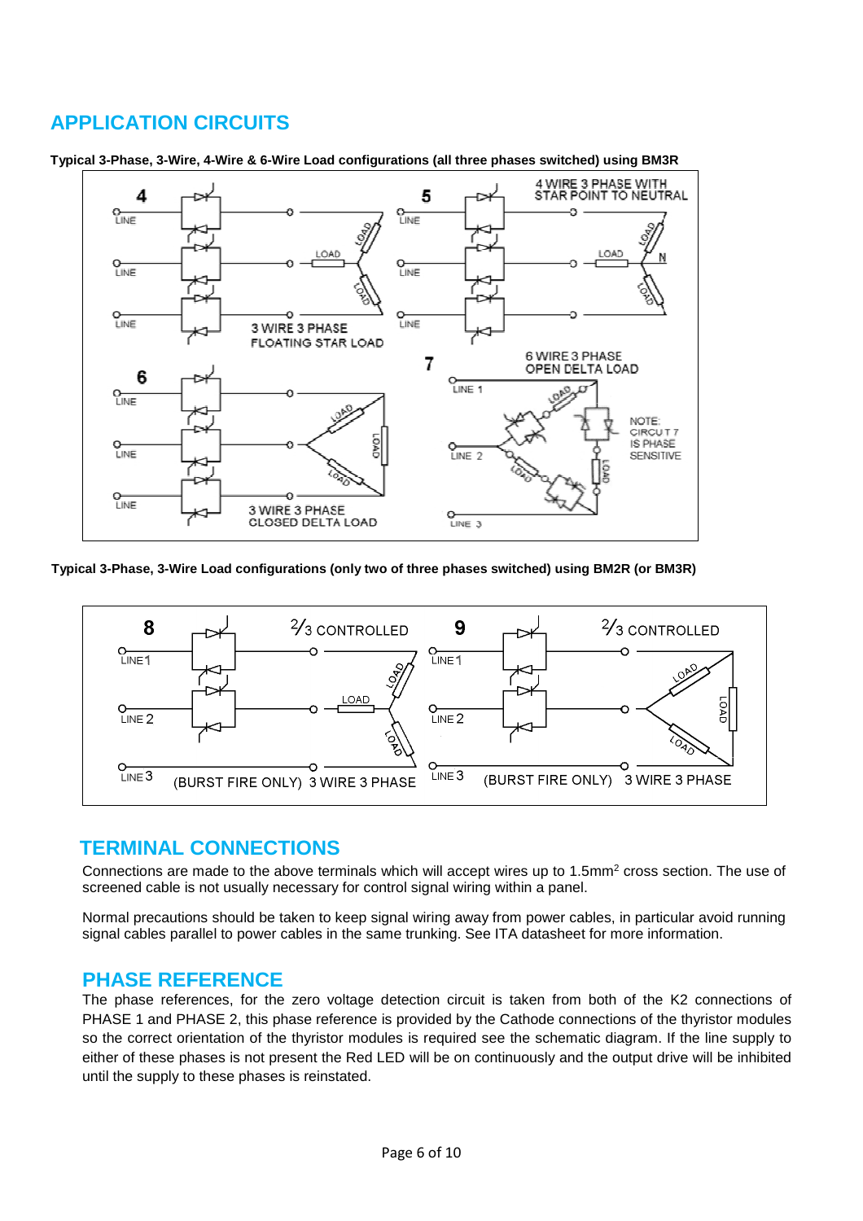## APPLICATION CIRCUITS

**Typical 3-Phase, 3-Wire, 4-Wire & 6-Wire Load configurations (all three phases switched) using BM3R**

**Typical 3-Phase, 3-Wire Load configurations (only two of three phases switched) using BM2R (or BM3R)**

## TERMINAL CONNECTIONS

Connections are made to the above terminals which will accept wires up to 1.5mm$^2$ cross section. The use of screened cable is not usually necessary for control signal wiring within a panel.

Normal precautions should be taken to keep signal wiring away from power cables, in particular avoid running signal cables parallel to power cables in the same trunking. See ITA datasheet for more information.

## PHASE REFERENCE

The phase references, for the zero voltage detection circuit is taken from both of the K2 connections of PHASE 1 and PHASE 2, this phase reference is provided by the Cathode connections of the thyristor modules so the correct orientation of the thyristor modules is required see the schematic diagram. If the line supply to either of these phases is not present the Red LED will be on continuously and the output drive will be inhibited until the supply to these phases is reinstated.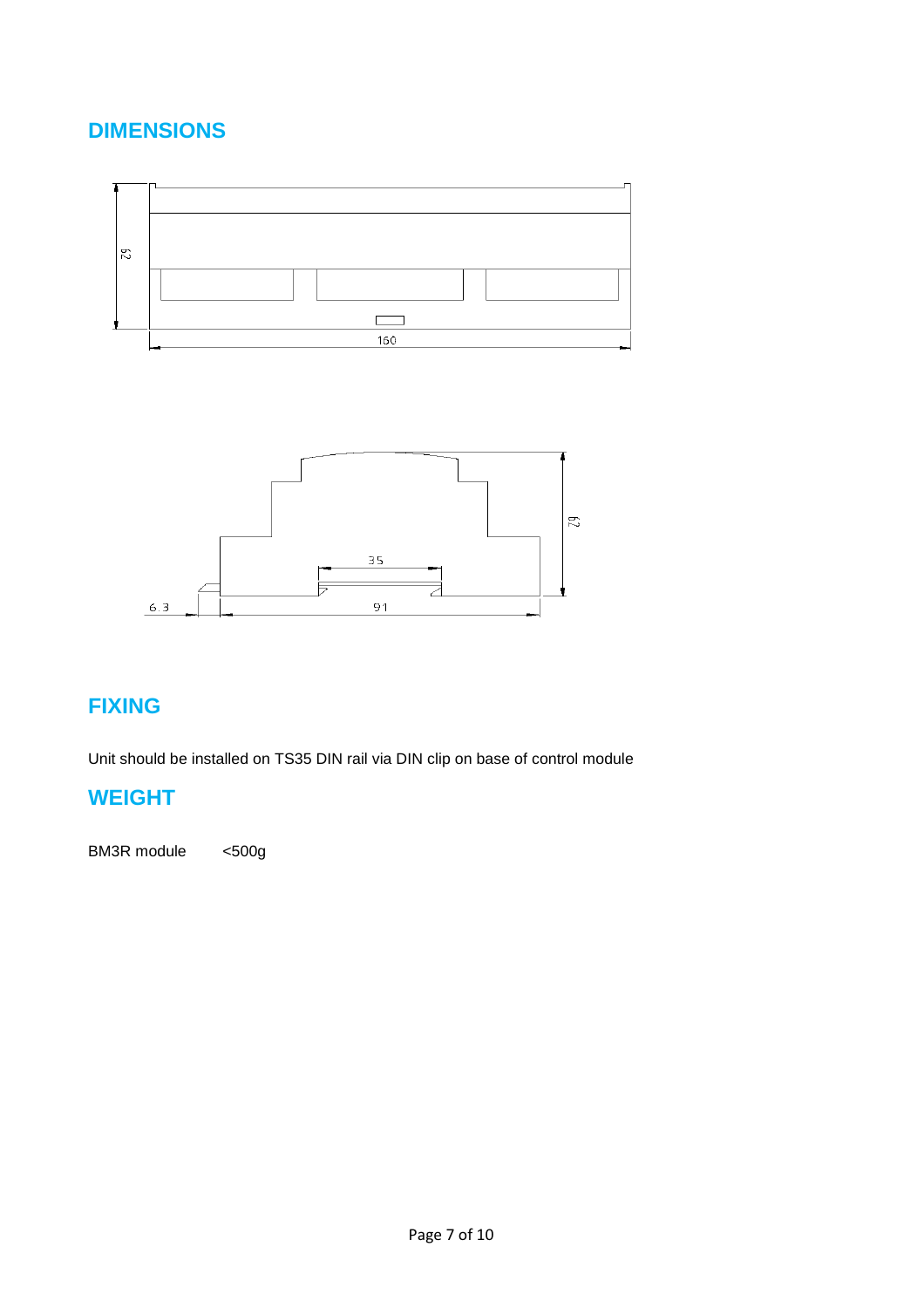## DIMENSIONS

## FIXING

Unit should be installed on TS35 DIN rail via DIN clip on base of control module

## WEIGHT

BM3R module <500g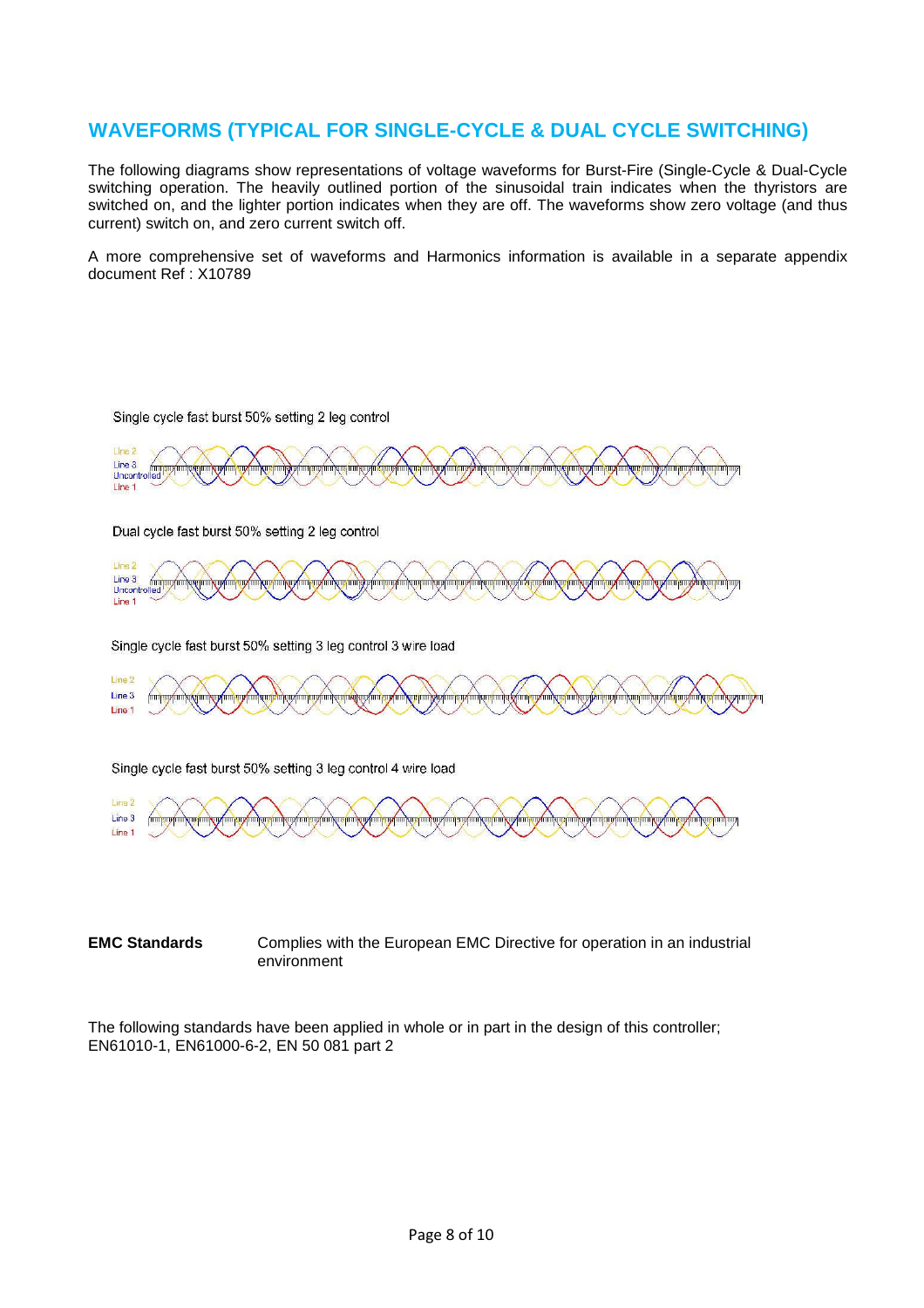## WAVEFORMS (TYPICAL FOR SINGLE-CYCLE & DUAL CYCLE SWITCHING)

The following diagrams show representations of voltage waveforms for Burst-Fire (Single-Cycle & Dual-Cycle switching operation. The heavily outlined portion of the sinusoidal train indicates when the thyristors are switched on, and the lighter portion indicates when they are off. The waveforms show zero voltage (and thus current) switch on, and zero current switch off.

A more comprehensive set of waveforms and Harmonics information is available in a separate appendix document Ref : X10789

Single cycle fast burst 50% setting 2 leg control

Line 2
Line 3
Uncontrolled
Line 1

Dual cycle fast burst 50% setting 2 leg control

Line 2
Line 3
Uncontrolled
Line 1

Single cycle fast burst 50% setting 3 leg control 3 wire load

Line 2
Line 3
Line 1

Single cycle fast burst 50% setting 3 leg control 4 wire load

Line 2
Line 3
Line 1

**EMC Standards** Complies with the European EMC Directive for operation in an industrial environment

The following standards have been applied in whole or in part in the design of this controller; EN61010-1, EN61000-6-2, EN 50 081 part 2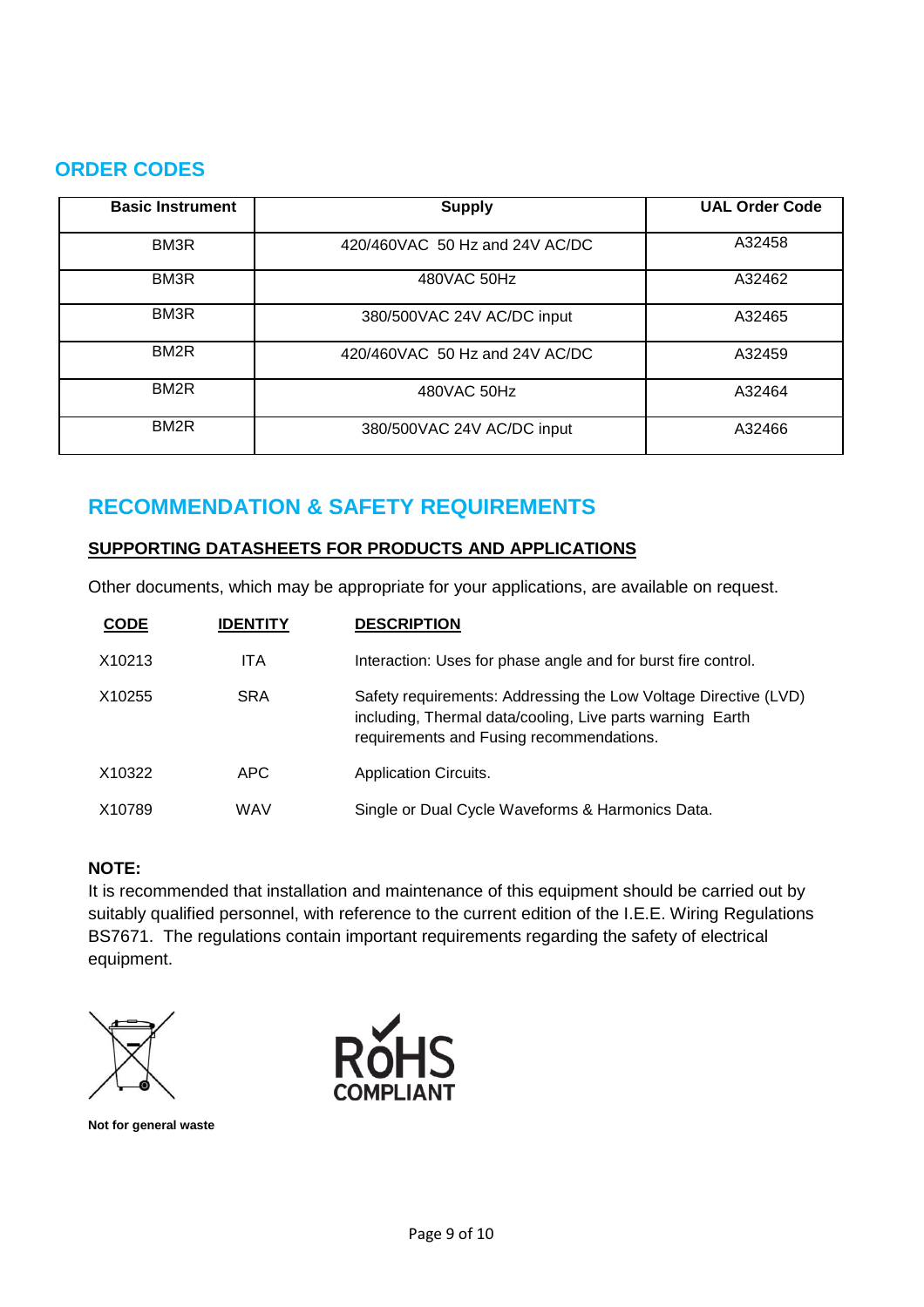## ORDER CODES

| Basic Instrument | Supply | UAL Order Code |
|---|---|---|
| BM3R | 420/460VAC 50 Hz and 24V AC/DC | A32458 |
| BM3R | 480VAC 50Hz | A32462 |
| BM3R | 380/500VAC 24V AC/DC input | A32465 |
| BM2R | 420/460VAC 50 Hz and 24V AC/DC | A32459 |
| BM2R | 480VAC 50Hz | A32464 |
| BM2R | 380/500VAC 24V AC/DC input | A32466 |

## RECOMMENDATION & SAFETY REQUIREMENTS

### SUPPORTING DATASHEETS FOR PRODUCTS AND APPLICATIONS

Other documents, which may be appropriate for your applications, are available on request.

| CODE | IDENTITY | DESCRIPTION |
|---|---|---|
| X10213 | ITA | Interaction: Uses for phase angle and for burst fire control. |
| X10255 | SRA | Safety requirements: Addressing the Low Voltage Directive (LVD) including, Thermal data/cooling, Live parts warning Earth requirements and Fusing recommendations. |
| X10322 | APC | Application Circuits. |
| X10789 | WAV | Single or Dual Cycle Waveforms & Harmonics Data. |

**NOTE:**
It is recommended that installation and maintenance of this equipment should be carried out by suitably qualified personnel, with reference to the current edition of the I.E.E. Wiring Regulations BS7671. The regulations contain important requirements regarding the safety of electrical equipment.

**Not for general waste**

RoHS COMPLIANT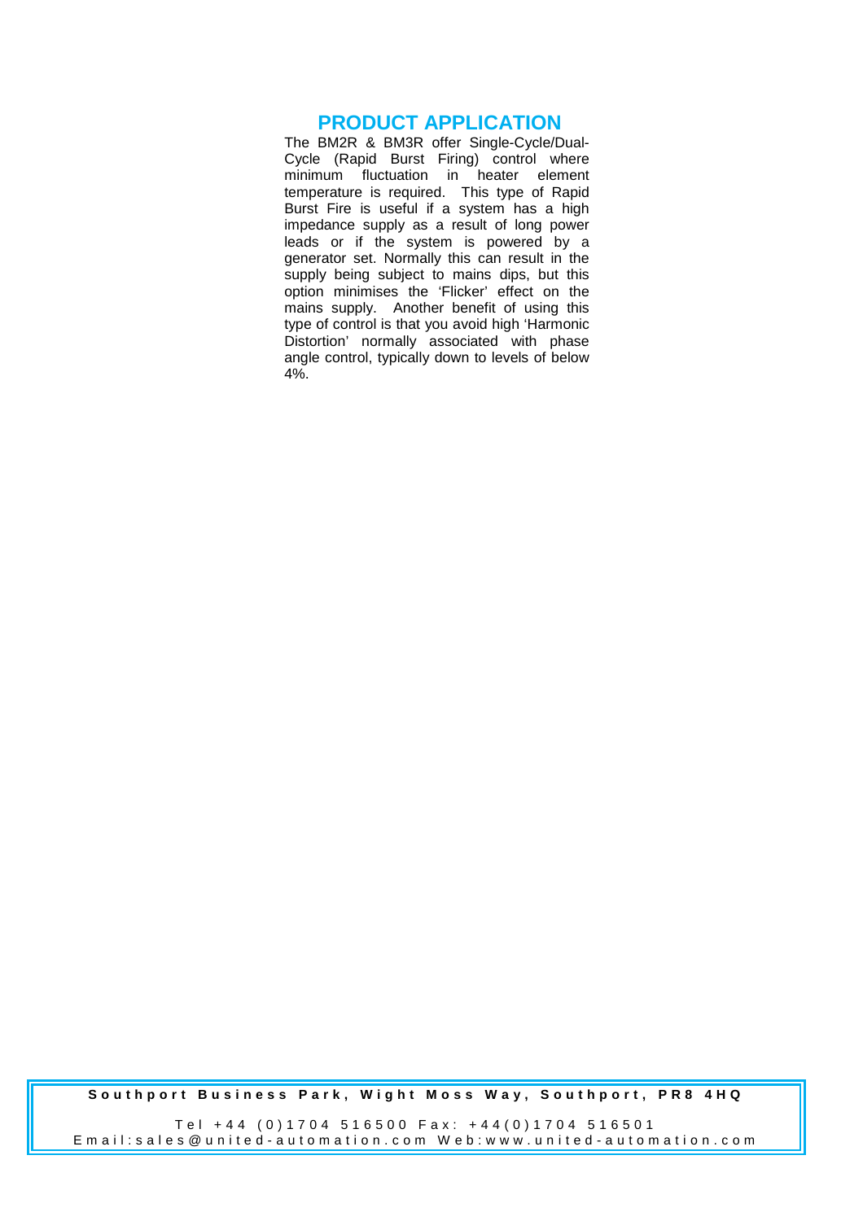## PRODUCT APPLICATION

The BM2R & BM3R offer Single-Cycle/Dual-Cycle (Rapid Burst Firing) control where minimum fluctuation in heater element temperature is required. This type of Rapid Burst Fire is useful if a system has a high impedance supply as a result of long power leads or if the system is powered by a generator set. Normally this can result in the supply being subject to mains dips, but this option minimises the 'Flicker' effect on the mains supply. Another benefit of using this type of control is that you avoid high 'Harmonic Distortion' normally associated with phase angle control, typically down to levels of below 4%.

**Southport Business Park, Wight Moss Way, Southport, PR8 4HQ**

Tel +44 (0)1704 516500 Fax: +44(0)1704 516501
Email:sales@united-automation.com Web:www.united-automation.com